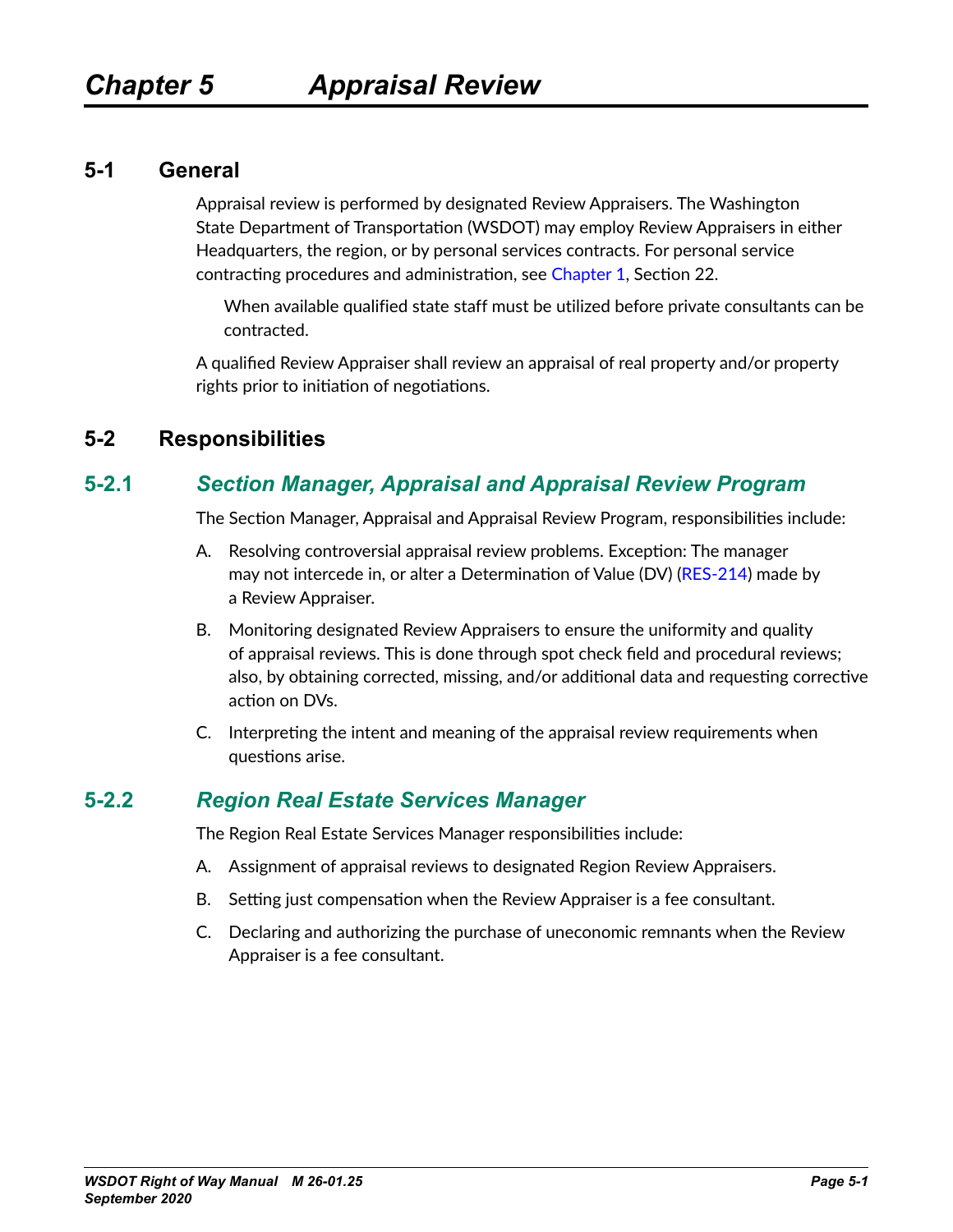# Chapter 5 Appraisal Review

## 5-1 General

Appraisal review is performed by designated Review Appraisers. The Washington State Department of Transportation (WSDOT) may employ Review Appraisers in either Headquarters, the region, or by personal services contracts. For personal service contracting procedures and administration, see Chapter 1, Section 22.

When available qualified state staff must be utilized before private consultants can be contracted.

A qualified Review Appraiser shall review an appraisal of real property and/or property rights prior to initiation of negotiations.

## 5-2 Responsibilities

### 5-2.1 *Section Manager, Appraisal and Appraisal Review Program*

The Section Manager, Appraisal and Appraisal Review Program, responsibilities include:

A. Resolving controversial appraisal review problems. Exception: The manager may not intercede in, or alter a Determination of Value (DV) (RES-214) made by a Review Appraiser.

B. Monitoring designated Review Appraisers to ensure the uniformity and quality of appraisal reviews. This is done through spot check field and procedural reviews; also, by obtaining corrected, missing, and/or additional data and requesting corrective action on DVs.

C. Interpreting the intent and meaning of the appraisal review requirements when questions arise.

### 5-2.2 *Region Real Estate Services Manager*

The Region Real Estate Services Manager responsibilities include:

A. Assignment of appraisal reviews to designated Region Review Appraisers.

B. Setting just compensation when the Review Appraiser is a fee consultant.

C. Declaring and authorizing the purchase of uneconomic remnants when the Review Appraiser is a fee consultant.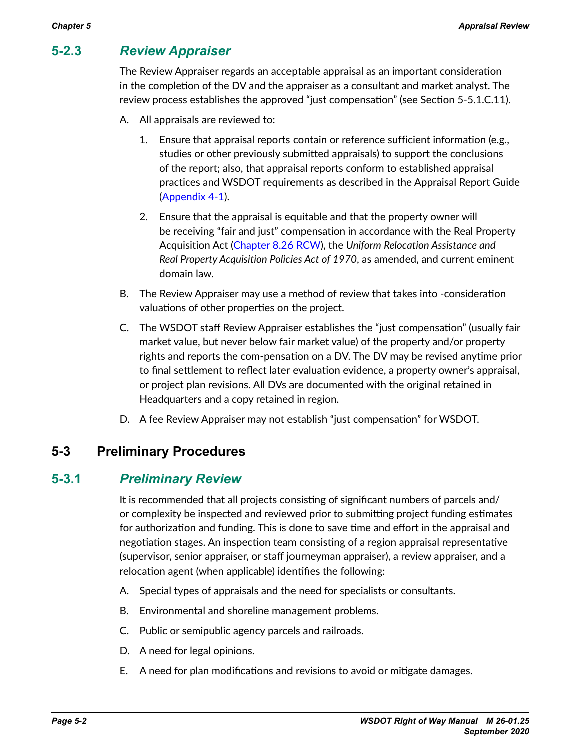### 5-2.3 *Review Appraiser*

The Review Appraiser regards an acceptable appraisal as an important consideration in the completion of the DV and the appraiser as a consultant and market analyst. The review process establishes the approved "just compensation" (see Section 5-5.1.C.11).

A. All appraisals are reviewed to:

   1. Ensure that appraisal reports contain or reference sufficient information (e.g., studies or other previously submitted appraisals) to support the conclusions of the report; also, that appraisal reports conform to established appraisal practices and WSDOT requirements as described in the Appraisal Report Guide (Appendix 4-1).

   2. Ensure that the appraisal is equitable and that the property owner will be receiving "fair and just" compensation in accordance with the Real Property Acquisition Act (Chapter 8.26 RCW), the *Uniform Relocation Assistance and Real Property Acquisition Policies Act of 1970*, as amended, and current eminent domain law.

B. The Review Appraiser may use a method of review that takes into -consideration valuations of other properties on the project.

C. The WSDOT staff Review Appraiser establishes the "just compensation" (usually fair market value, but never below fair market value) of the property and/or property rights and reports the com-pensation on a DV. The DV may be revised anytime prior to final settlement to reflect later evaluation evidence, a property owner's appraisal, or project plan revisions. All DVs are documented with the original retained in Headquarters and a copy retained in region.

D. A fee Review Appraiser may not establish "just compensation" for WSDOT.

## 5-3 Preliminary Procedures

### 5-3.1 *Preliminary Review*

It is recommended that all projects consisting of significant numbers of parcels and/or complexity be inspected and reviewed prior to submitting project funding estimates for authorization and funding. This is done to save time and effort in the appraisal and negotiation stages. An inspection team consisting of a region appraisal representative (supervisor, senior appraiser, or staff journeyman appraiser), a review appraiser, and a relocation agent (when applicable) identifies the following:

A. Special types of appraisals and the need for specialists or consultants.

B. Environmental and shoreline management problems.

C. Public or semipublic agency parcels and railroads.

D. A need for legal opinions.

E. A need for plan modifications and revisions to avoid or mitigate damages.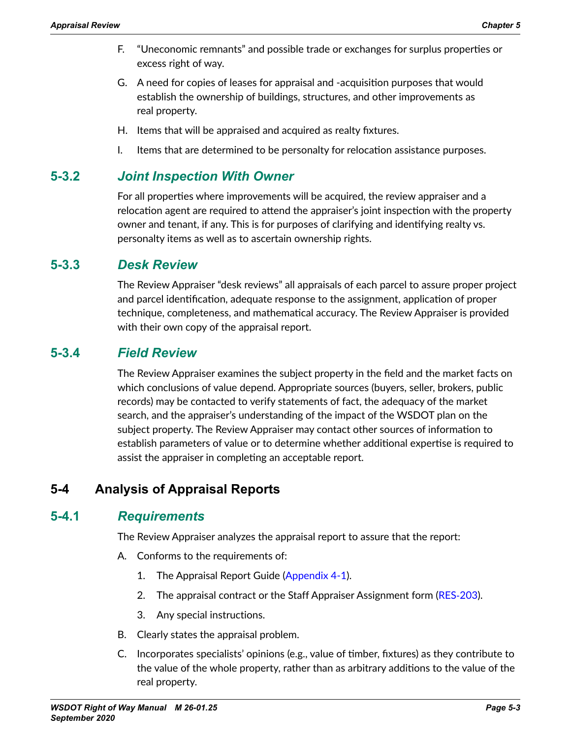F. “Uneconomic remnants” and possible trade or exchanges for surplus properties or excess right of way.

G. A need for copies of leases for appraisal and -acquisition purposes that would establish the ownership of buildings, structures, and other improvements as real property.

H. Items that will be appraised and acquired as realty fixtures.

I. Items that are determined to be personalty for relocation assistance purposes.

### 5-3.2 *Joint Inspection With Owner*

For all properties where improvements will be acquired, the review appraiser and a relocation agent are required to attend the appraiser’s joint inspection with the property owner and tenant, if any. This is for purposes of clarifying and identifying realty vs. personalty items as well as to ascertain ownership rights.

### 5-3.3 *Desk Review*

The Review Appraiser “desk reviews” all appraisals of each parcel to assure proper project and parcel identification, adequate response to the assignment, application of proper technique, completeness, and mathematical accuracy. The Review Appraiser is provided with their own copy of the appraisal report.

### 5-3.4 *Field Review*

The Review Appraiser examines the subject property in the field and the market facts on which conclusions of value depend. Appropriate sources (buyers, seller, brokers, public records) may be contacted to verify statements of fact, the adequacy of the market search, and the appraiser’s understanding of the impact of the WSDOT plan on the subject property. The Review Appraiser may contact other sources of information to establish parameters of value or to determine whether additional expertise is required to assist the appraiser in completing an acceptable report.

## 5-4 Analysis of Appraisal Reports

### 5-4.1 *Requirements*

The Review Appraiser analyzes the appraisal report to assure that the report:

A. Conforms to the requirements of:

1. The Appraisal Report Guide (Appendix 4-1).
2. The appraisal contract or the Staff Appraiser Assignment form (RES-203).
3. Any special instructions.

B. Clearly states the appraisal problem.

C. Incorporates specialists’ opinions (e.g., value of timber, fixtures) as they contribute to the value of the whole property, rather than as arbitrary additions to the value of the real property.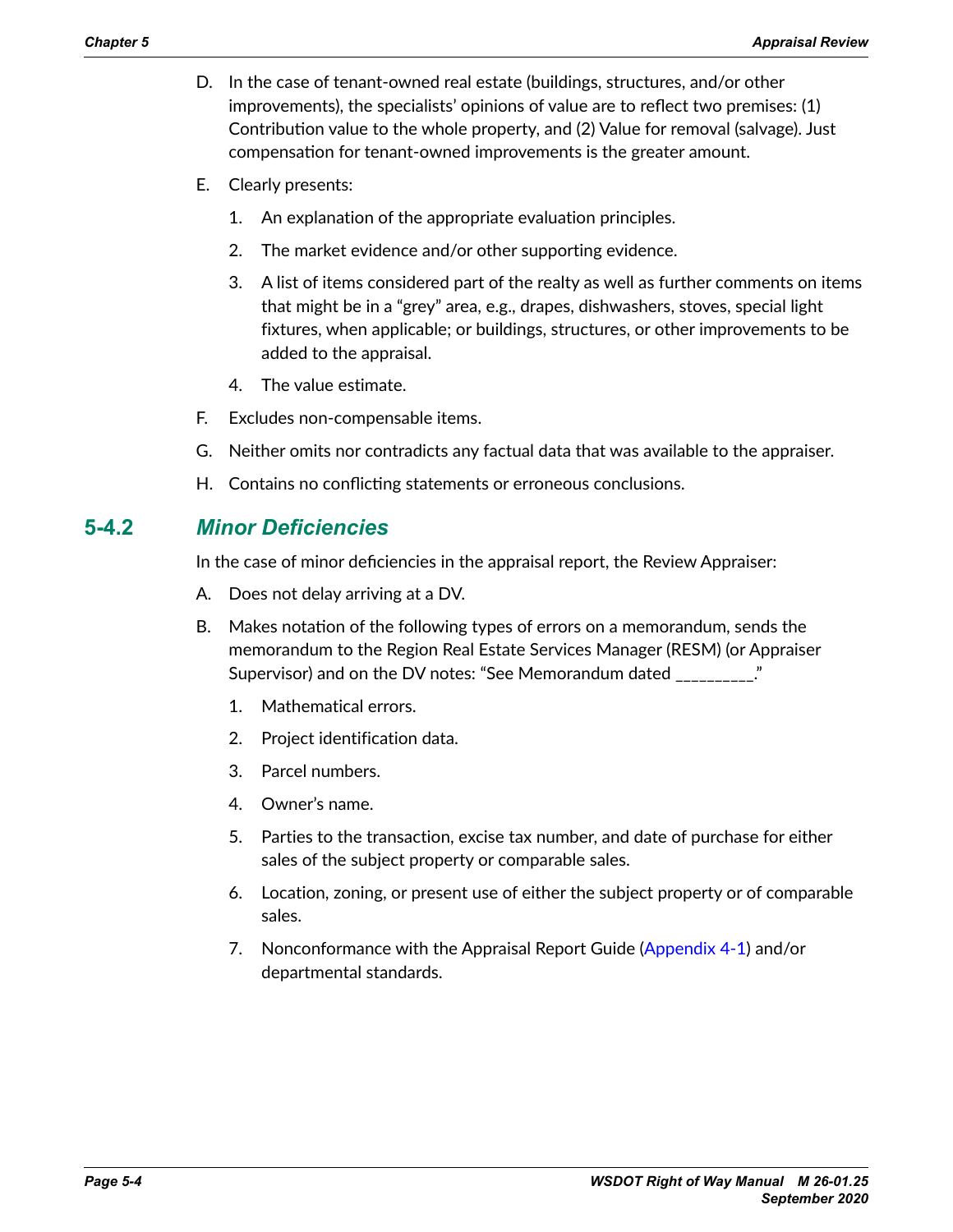D. In the case of tenant-owned real estate (buildings, structures, and/or other improvements), the specialists' opinions of value are to reflect two premises: (1) Contribution value to the whole property, and (2) Value for removal (salvage). Just compensation for tenant-owned improvements is the greater amount.

E. Clearly presents:

   1. An explanation of the appropriate evaluation principles.

   2. The market evidence and/or other supporting evidence.

   3. A list of items considered part of the realty as well as further comments on items that might be in a "grey" area, e.g., drapes, dishwashers, stoves, special light fixtures, when applicable; or buildings, structures, or other improvements to be added to the appraisal.

   4. The value estimate.

F. Excludes non-compensable items.

G. Neither omits nor contradicts any factual data that was available to the appraiser.

H. Contains no conflicting statements or erroneous conclusions.

## 5-4.2 *Minor Deficiencies*

In the case of minor deficiencies in the appraisal report, the Review Appraiser:

A. Does not delay arriving at a DV.

B. Makes notation of the following types of errors on a memorandum, sends the memorandum to the Region Real Estate Services Manager (RESM) (or Appraiser Supervisor) and on the DV notes: "See Memorandum dated _________."

   1. Mathematical errors.

   2. Project identification data.

   3. Parcel numbers.

   4. Owner's name.

   5. Parties to the transaction, excise tax number, and date of purchase for either sales of the subject property or comparable sales.

   6. Location, zoning, or present use of either the subject property or of comparable sales.

   7. Nonconformance with the Appraisal Report Guide (Appendix 4-1) and/or departmental standards.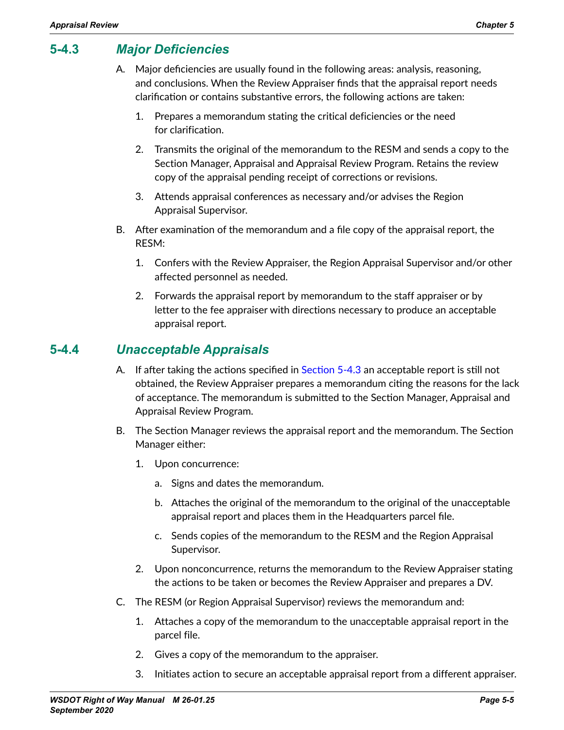## 5-4.3 *Major Deficiencies*

A. Major deficiencies are usually found in the following areas: analysis, reasoning, and conclusions. When the Review Appraiser finds that the appraisal report needs clarification or contains substantive errors, the following actions are taken:

   1. Prepares a memorandum stating the critical deficiencies or the need for clarification.

   2. Transmits the original of the memorandum to the RESM and sends a copy to the Section Manager, Appraisal and Appraisal Review Program. Retains the review copy of the appraisal pending receipt of corrections or revisions.

   3. Attends appraisal conferences as necessary and/or advises the Region Appraisal Supervisor.

B. After examination of the memorandum and a file copy of the appraisal report, the RESM:

   1. Confers with the Review Appraiser, the Region Appraisal Supervisor and/or other affected personnel as needed.

   2. Forwards the appraisal report by memorandum to the staff appraiser or by letter to the fee appraiser with directions necessary to produce an acceptable appraisal report.

## 5-4.4 *Unacceptable Appraisals*

A. If after taking the actions specified in Section 5-4.3 an acceptable report is still not obtained, the Review Appraiser prepares a memorandum citing the reasons for the lack of acceptance. The memorandum is submitted to the Section Manager, Appraisal and Appraisal Review Program.

B. The Section Manager reviews the appraisal report and the memorandum. The Section Manager either:

   1. Upon concurrence:

      a. Signs and dates the memorandum.

      b. Attaches the original of the memorandum to the original of the unacceptable appraisal report and places them in the Headquarters parcel file.

      c. Sends copies of the memorandum to the RESM and the Region Appraisal Supervisor.

   2. Upon nonconcurrence, returns the memorandum to the Review Appraiser stating the actions to be taken or becomes the Review Appraiser and prepares a DV.

C. The RESM (or Region Appraisal Supervisor) reviews the memorandum and:

   1. Attaches a copy of the memorandum to the unacceptable appraisal report in the parcel file.

   2. Gives a copy of the memorandum to the appraiser.

   3. Initiates action to secure an acceptable appraisal report from a different appraiser.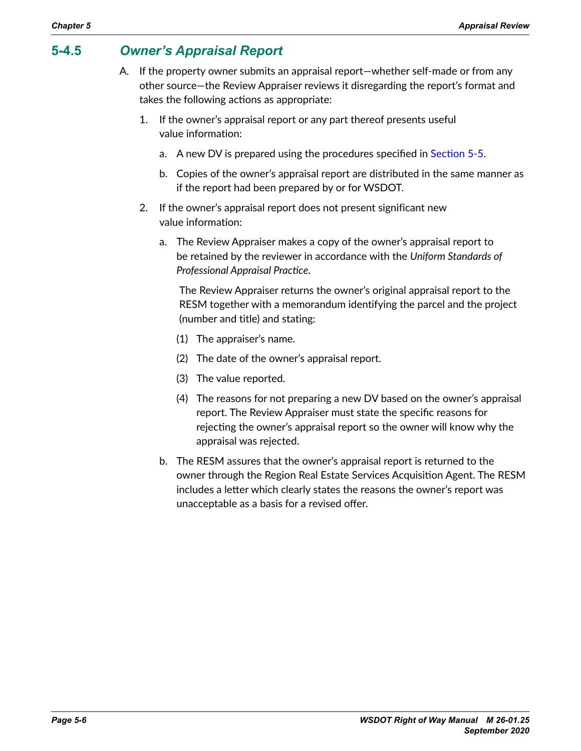## 5-4.5 *Owner's Appraisal Report*

A. If the property owner submits an appraisal report—whether self-made or from any other source—the Review Appraiser reviews it disregarding the report's format and takes the following actions as appropriate:

   1. If the owner's appraisal report or any part thereof presents useful value information:

      a. A new DV is prepared using the procedures specified in Section 5-5.

      b. Copies of the owner's appraisal report are distributed in the same manner as if the report had been prepared by or for WSDOT.

   2. If the owner's appraisal report does not present significant new value information:

      a. The Review Appraiser makes a copy of the owner's appraisal report to be retained by the reviewer in accordance with the *Uniform Standards of Professional Appraisal Practice*.

         The Review Appraiser returns the owner's original appraisal report to the RESM together with a memorandum identifying the parcel and the project (number and title) and stating:

         (1) The appraiser's name.

         (2) The date of the owner's appraisal report.

         (3) The value reported.

         (4) The reasons for not preparing a new DV based on the owner's appraisal report. The Review Appraiser must state the specific reasons for rejecting the owner's appraisal report so the owner will know why the appraisal was rejected.

      b. The RESM assures that the owner's appraisal report is returned to the owner through the Region Real Estate Services Acquisition Agent. The RESM includes a letter which clearly states the reasons the owner's report was unacceptable as a basis for a revised offer.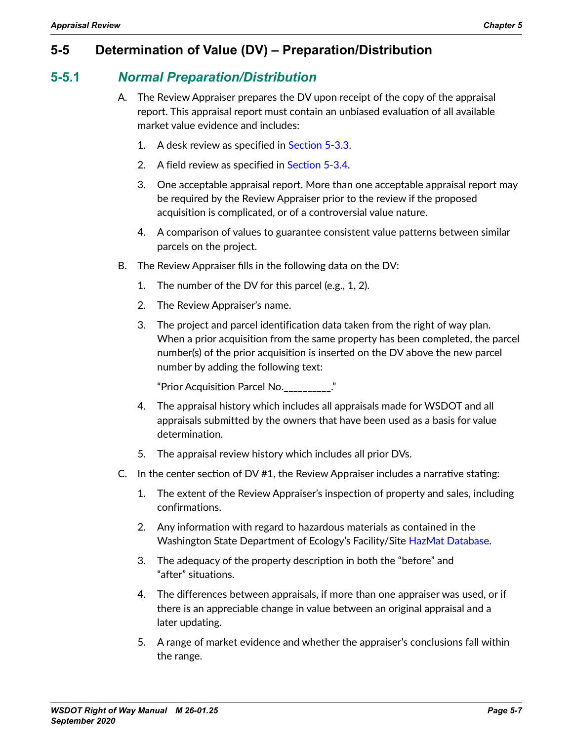## 5-5 Determination of Value (DV) – Preparation/Distribution

### 5-5.1 *Normal Preparation/Distribution*

A. The Review Appraiser prepares the DV upon receipt of the copy of the appraisal report. This appraisal report must contain an unbiased evaluation of all available market value evidence and includes:

   1. A desk review as specified in Section 5-3.3.
   2. A field review as specified in Section 5-3.4.
   3. One acceptable appraisal report. More than one acceptable appraisal report may be required by the Review Appraiser prior to the review if the proposed acquisition is complicated, or of a controversial value nature.
   4. A comparison of values to guarantee consistent value patterns between similar parcels on the project.

B. The Review Appraiser fills in the following data on the DV:

   1. The number of the DV for this parcel (e.g., 1, 2).
   2. The Review Appraiser's name.
   3. The project and parcel identification data taken from the right of way plan. When a prior acquisition from the same property has been completed, the parcel number(s) of the prior acquisition is inserted on the DV above the new parcel number by adding the following text:

      "Prior Acquisition Parcel No.__________."

   4. The appraisal history which includes all appraisals made for WSDOT and all appraisals submitted by the owners that have been used as a basis for value determination.
   5. The appraisal review history which includes all prior DVs.

C. In the center section of DV #1, the Review Appraiser includes a narrative stating:

   1. The extent of the Review Appraiser's inspection of property and sales, including confirmations.
   2. Any information with regard to hazardous materials as contained in the Washington State Department of Ecology's Facility/Site HazMat Database.
   3. The adequacy of the property description in both the "before" and "after" situations.
   4. The differences between appraisals, if more than one appraiser was used, or if there is an appreciable change in value between an original appraisal and a later updating.
   5. A range of market evidence and whether the appraiser's conclusions fall within the range.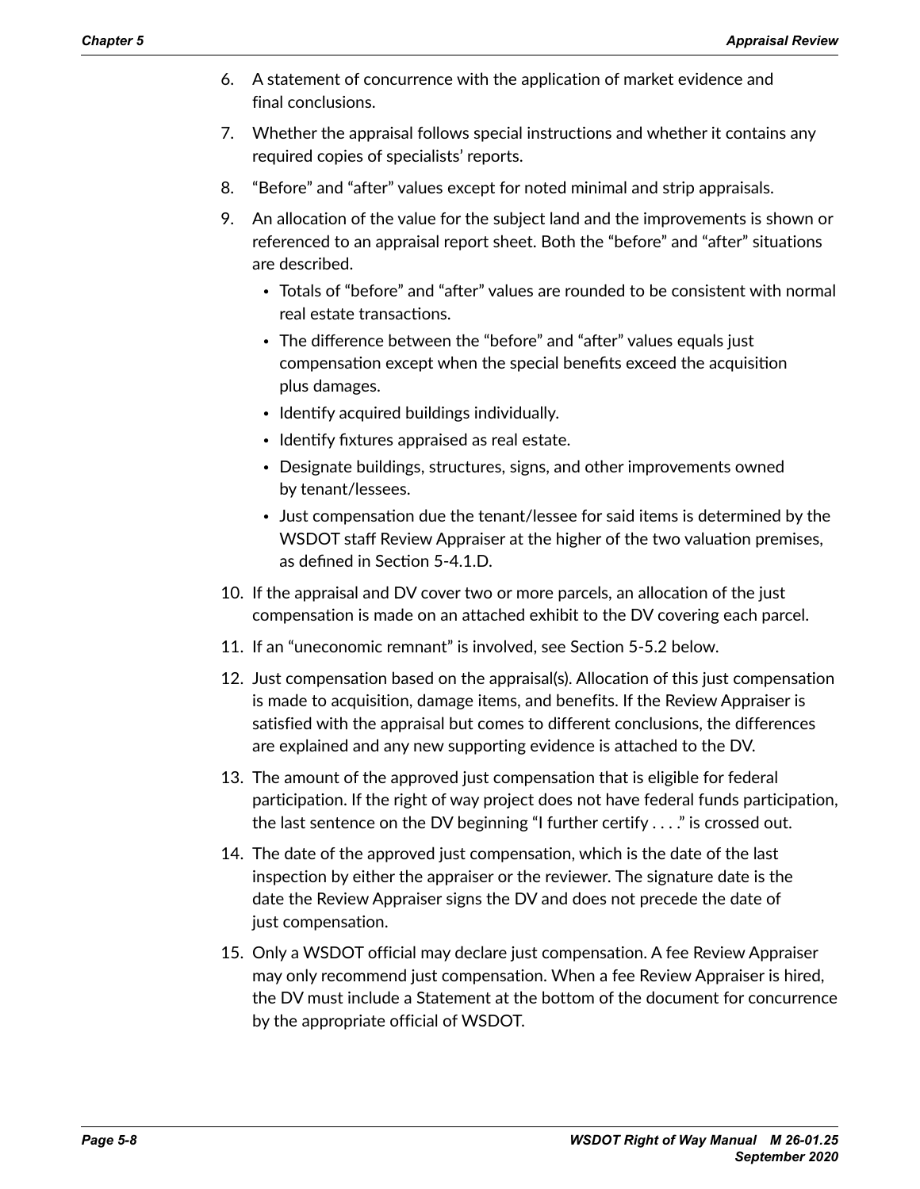6. A statement of concurrence with the application of market evidence and final conclusions.

7. Whether the appraisal follows special instructions and whether it contains any required copies of specialists' reports.

8. "Before" and "after" values except for noted minimal and strip appraisals.

9. An allocation of the value for the subject land and the improvements is shown or referenced to an appraisal report sheet. Both the "before" and "after" situations are described.
   - Totals of "before" and "after" values are rounded to be consistent with normal real estate transactions.
   - The difference between the "before" and "after" values equals just compensation except when the special benefits exceed the acquisition plus damages.
   - Identify acquired buildings individually.
   - Identify fixtures appraised as real estate.
   - Designate buildings, structures, signs, and other improvements owned by tenant/lessees.
   - Just compensation due the tenant/lessee for said items is determined by the WSDOT staff Review Appraiser at the higher of the two valuation premises, as defined in Section 5-4.1.D.

10. If the appraisal and DV cover two or more parcels, an allocation of the just compensation is made on an attached exhibit to the DV covering each parcel.

11. If an "uneconomic remnant" is involved, see Section 5-5.2 below.

12. Just compensation based on the appraisal(s). Allocation of this just compensation is made to acquisition, damage items, and benefits. If the Review Appraiser is satisfied with the appraisal but comes to different conclusions, the differences are explained and any new supporting evidence is attached to the DV.

13. The amount of the approved just compensation that is eligible for federal participation. If the right of way project does not have federal funds participation, the last sentence on the DV beginning "I further certify . . . ." is crossed out.

14. The date of the approved just compensation, which is the date of the last inspection by either the appraiser or the reviewer. The signature date is the date the Review Appraiser signs the DV and does not precede the date of just compensation.

15. Only a WSDOT official may declare just compensation. A fee Review Appraiser may only recommend just compensation. When a fee Review Appraiser is hired, the DV must include a Statement at the bottom of the document for concurrence by the appropriate official of WSDOT.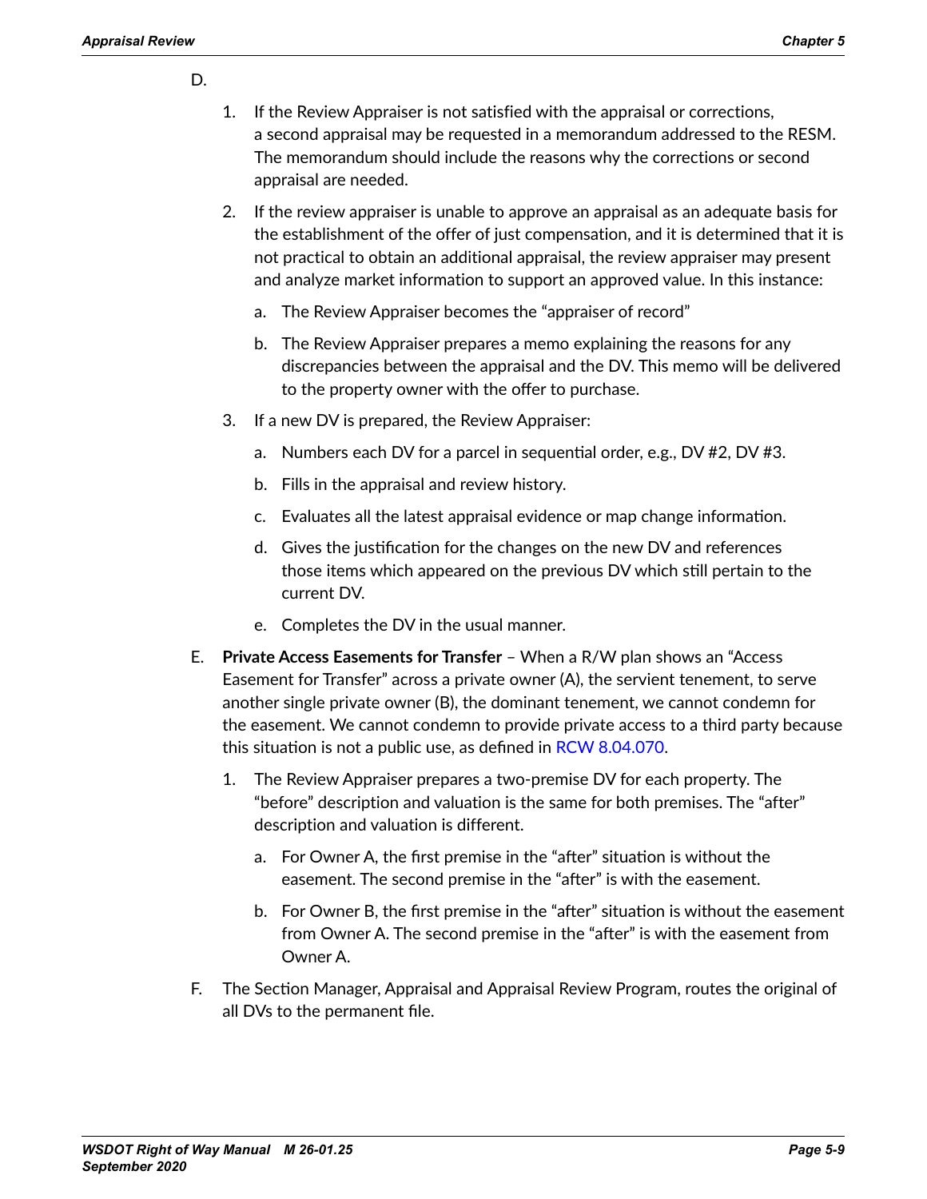D.

1. If the Review Appraiser is not satisfied with the appraisal or corrections, a second appraisal may be requested in a memorandum addressed to the RESM. The memorandum should include the reasons why the corrections or second appraisal are needed.

2. If the review appraiser is unable to approve an appraisal as an adequate basis for the establishment of the offer of just compensation, and it is determined that it is not practical to obtain an additional appraisal, the review appraiser may present and analyze market information to support an approved value. In this instance:

   a. The Review Appraiser becomes the "appraiser of record"

   b. The Review Appraiser prepares a memo explaining the reasons for any discrepancies between the appraisal and the DV. This memo will be delivered to the property owner with the offer to purchase.

3. If a new DV is prepared, the Review Appraiser:

   a. Numbers each DV for a parcel in sequential order, e.g., DV #2, DV #3.

   b. Fills in the appraisal and review history.

   c. Evaluates all the latest appraisal evidence or map change information.

   d. Gives the justification for the changes on the new DV and references those items which appeared on the previous DV which still pertain to the current DV.

   e. Completes the DV in the usual manner.

E. **Private Access Easements for Transfer** – When a R/W plan shows an "Access Easement for Transfer" across a private owner (A), the servient tenement, to serve another single private owner (B), the dominant tenement, we cannot condemn for the easement. We cannot condemn to provide private access to a third party because this situation is not a public use, as defined in RCW 8.04.070.

1. The Review Appraiser prepares a two-premise DV for each property. The "before" description and valuation is the same for both premises. The "after" description and valuation is different.

   a. For Owner A, the first premise in the "after" situation is without the easement. The second premise in the "after" is with the easement.

   b. For Owner B, the first premise in the "after" situation is without the easement from Owner A. The second premise in the "after" is with the easement from Owner A.

F. The Section Manager, Appraisal and Appraisal Review Program, routes the original of all DVs to the permanent file.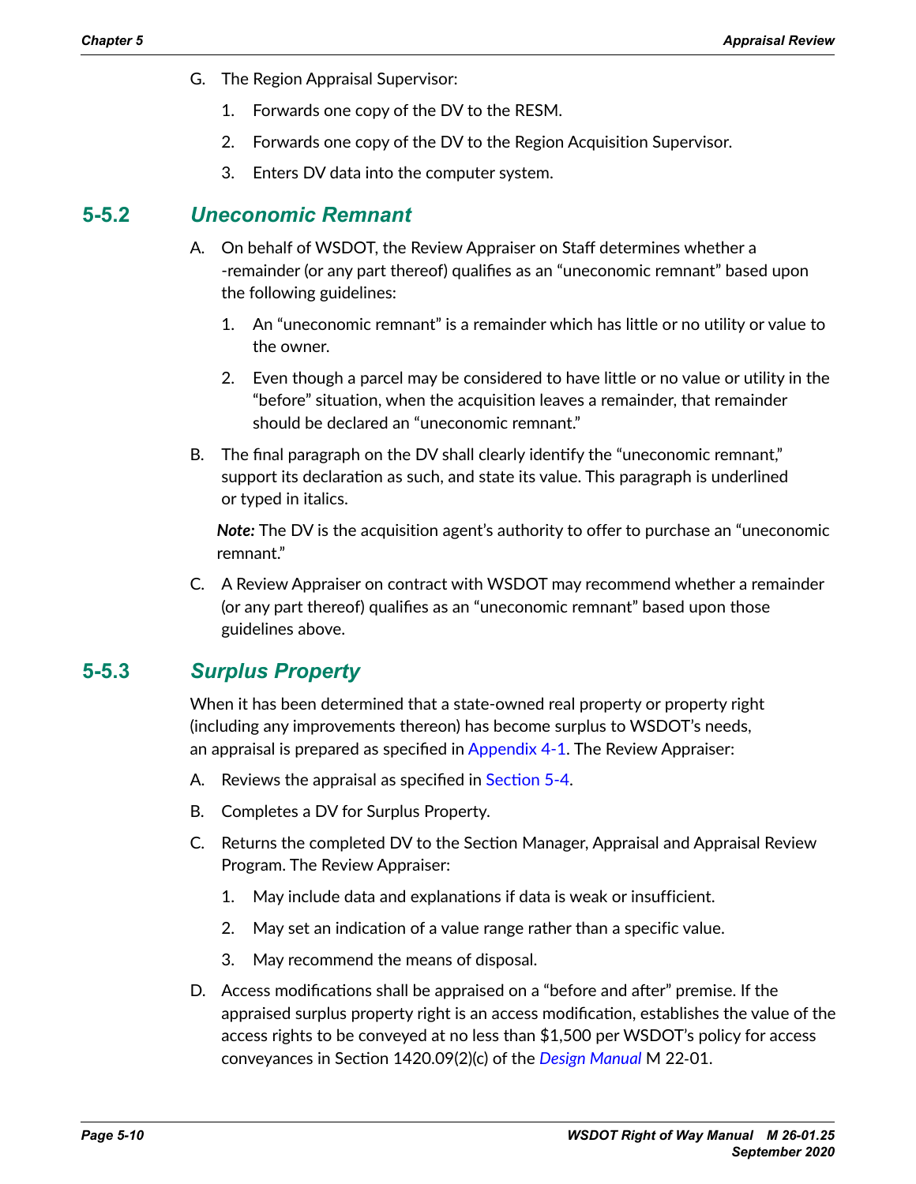G. The Region Appraisal Supervisor:

   1. Forwards one copy of the DV to the RESM.

   2. Forwards one copy of the DV to the Region Acquisition Supervisor.

   3. Enters DV data into the computer system.

## 5-5.2 *Uneconomic Remnant*

A. On behalf of WSDOT, the Review Appraiser on Staff determines whether a -remainder (or any part thereof) qualifies as an "uneconomic remnant" based upon the following guidelines:

   1. An "uneconomic remnant" is a remainder which has little or no utility or value to the owner.

   2. Even though a parcel may be considered to have little or no value or utility in the "before" situation, when the acquisition leaves a remainder, that remainder should be declared an "uneconomic remnant."

B. The final paragraph on the DV shall clearly identify the "uneconomic remnant," support its declaration as such, and state its value. This paragraph is underlined or typed in italics.

   ***Note:*** The DV is the acquisition agent's authority to offer to purchase an "uneconomic remnant."

C. A Review Appraiser on contract with WSDOT may recommend whether a remainder (or any part thereof) qualifies as an "uneconomic remnant" based upon those guidelines above.

## 5-5.3 *Surplus Property*

When it has been determined that a state-owned real property or property right (including any improvements thereon) has become surplus to WSDOT's needs, an appraisal is prepared as specified in Appendix 4-1. The Review Appraiser:

A. Reviews the appraisal as specified in Section 5-4.

B. Completes a DV for Surplus Property.

C. Returns the completed DV to the Section Manager, Appraisal and Appraisal Review Program. The Review Appraiser:

   1. May include data and explanations if data is weak or insufficient.

   2. May set an indication of a value range rather than a specific value.

   3. May recommend the means of disposal.

D. Access modifications shall be appraised on a "before and after" premise. If the appraised surplus property right is an access modification, establishes the value of the access rights to be conveyed at no less than $1,500 per WSDOT's policy for access conveyances in Section 1420.09(2)(c) of the *Design Manual* M 22-01.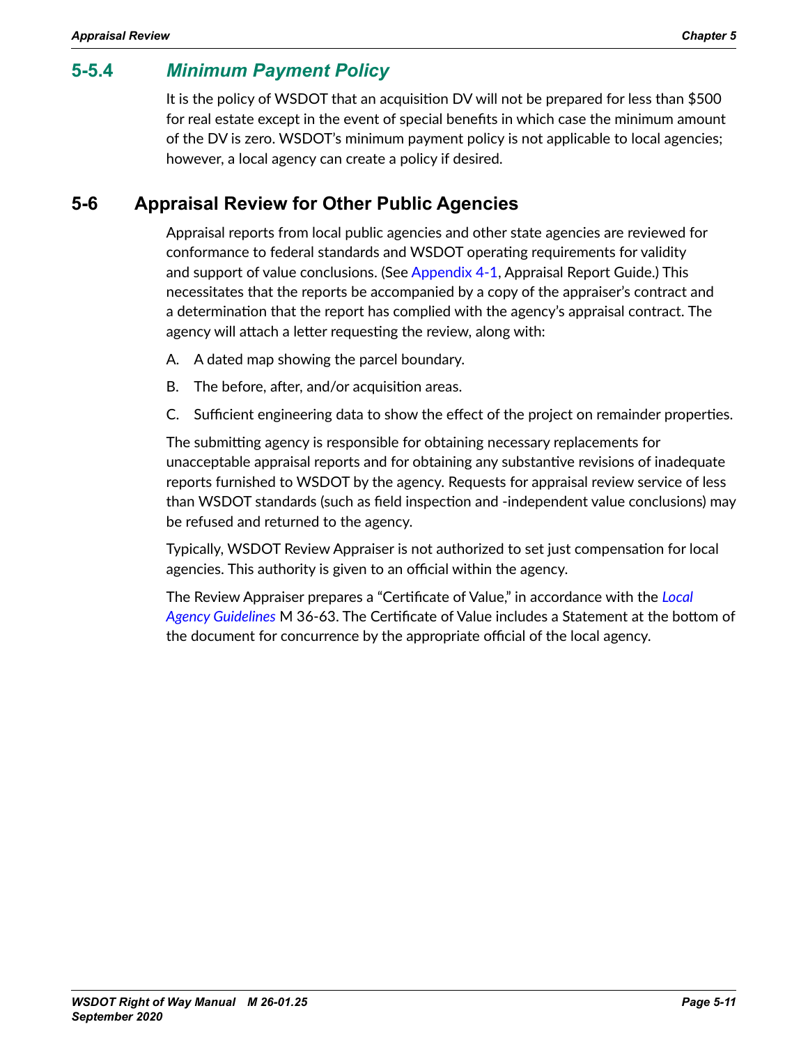### 5-5.4 *Minimum Payment Policy*

It is the policy of WSDOT that an acquisition DV will not be prepared for less than $500 for real estate except in the event of special benefits in which case the minimum amount of the DV is zero. WSDOT's minimum payment policy is not applicable to local agencies; however, a local agency can create a policy if desired.

## 5-6 Appraisal Review for Other Public Agencies

Appraisal reports from local public agencies and other state agencies are reviewed for conformance to federal standards and WSDOT operating requirements for validity and support of value conclusions. (See Appendix 4-1, Appraisal Report Guide.) This necessitates that the reports be accompanied by a copy of the appraiser's contract and a determination that the report has complied with the agency's appraisal contract. The agency will attach a letter requesting the review, along with:

A. A dated map showing the parcel boundary.

B. The before, after, and/or acquisition areas.

C. Sufficient engineering data to show the effect of the project on remainder properties.

The submitting agency is responsible for obtaining necessary replacements for unacceptable appraisal reports and for obtaining any substantive revisions of inadequate reports furnished to WSDOT by the agency. Requests for appraisal review service of less than WSDOT standards (such as field inspection and -independent value conclusions) may be refused and returned to the agency.

Typically, WSDOT Review Appraiser is not authorized to set just compensation for local agencies. This authority is given to an official within the agency.

The Review Appraiser prepares a "Certificate of Value," in accordance with the *Local Agency Guidelines* M 36-63. The Certificate of Value includes a Statement at the bottom of the document for concurrence by the appropriate official of the local agency.